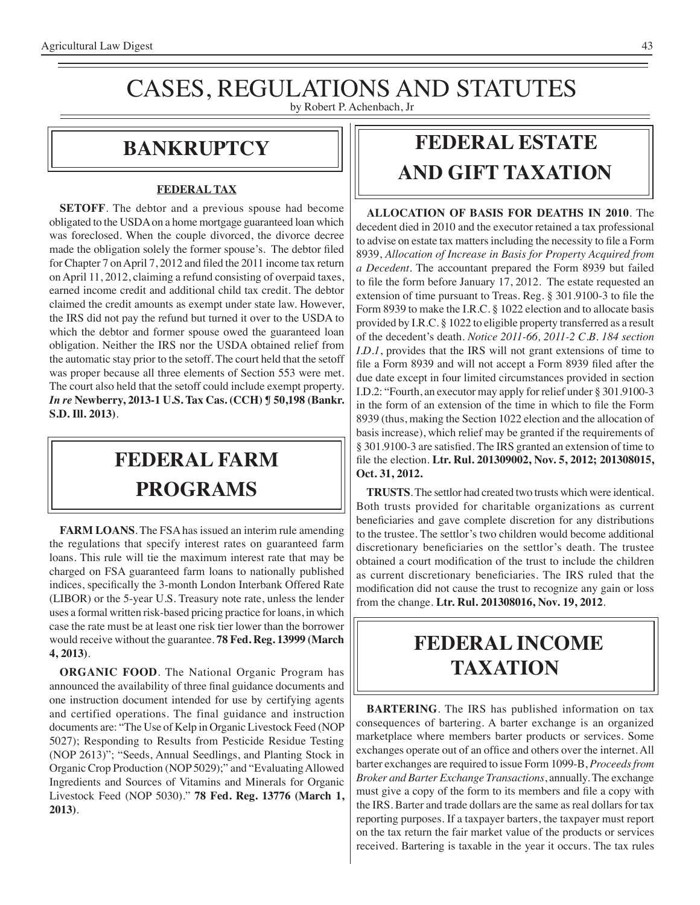# CASES, REGULATIONS AND STATUTES

by Robert P. Achenbach, Jr

## BANKRUPTCY

### FEDERAL TAX

**SETOFF**. The debtor and a previous spouse had become obligated to the USDA on a home mortgage guaranteed loan which was foreclosed. When the couple divorced, the divorce decree made the obligation solely the former spouse's. The debtor filed for Chapter 7 on April 7, 2012 and filed the 2011 income tax return on April 11, 2012, claiming a refund consisting of overpaid taxes, earned income credit and additional child tax credit. The debtor claimed the credit amounts as exempt under state law. However, the IRS did not pay the refund but turned it over to the USDA to which the debtor and former spouse owed the guaranteed loan obligation. Neither the IRS nor the USDA obtained relief from the automatic stay prior to the setoff. The court held that the setoff was proper because all three elements of Section 553 were met. The court also held that the setoff could include exempt property. ***In re* Newberry, 2013-1 U.S. Tax Cas. (CCH) ¶ 50,198 (Bankr. S.D. Ill. 2013)**.

## FEDERAL FARM PROGRAMS

**FARM LOANS**. The FSA has issued an interim rule amending the regulations that specify interest rates on guaranteed farm loans. This rule will tie the maximum interest rate that may be charged on FSA guaranteed farm loans to nationally published indices, specifically the 3-month London Interbank Offered Rate (LIBOR) or the 5-year U.S. Treasury note rate, unless the lender uses a formal written risk-based pricing practice for loans, in which case the rate must be at least one risk tier lower than the borrower would receive without the guarantee. **78 Fed. Reg. 13999 (March 4, 2013)**.

**ORGANIC FOOD**. The National Organic Program has announced the availability of three final guidance documents and one instruction document intended for use by certifying agents and certified operations. The final guidance and instruction documents are: "The Use of Kelp in Organic Livestock Feed (NOP 5027); Responding to Results from Pesticide Residue Testing (NOP 2613)"; "Seeds, Annual Seedlings, and Planting Stock in Organic Crop Production (NOP 5029);" and "Evaluating Allowed Ingredients and Sources of Vitamins and Minerals for Organic Livestock Feed (NOP 5030)." **78 Fed. Reg. 13776 (March 1, 2013)**.

## FEDERAL ESTATE AND GIFT TAXATION

**ALLOCATION OF BASIS FOR DEATHS IN 2010**. The decedent died in 2010 and the executor retained a tax professional to advise on estate tax matters including the necessity to file a Form 8939, *Allocation of Increase in Basis for Property Acquired from a Decedent*. The accountant prepared the Form 8939 but failed to file the form before January 17, 2012. The estate requested an extension of time pursuant to Treas. Reg. § 301.9100-3 to file the Form 8939 to make the I.R.C. § 1022 election and to allocate basis provided by I.R.C. § 1022 to eligible property transferred as a result of the decedent's death. *Notice 2011-66, 2011-2 C.B. 184 section I.D.1*, provides that the IRS will not grant extensions of time to file a Form 8939 and will not accept a Form 8939 filed after the due date except in four limited circumstances provided in section I.D.2: "Fourth, an executor may apply for relief under § 301.9100-3 in the form of an extension of the time in which to file the Form 8939 (thus, making the Section 1022 election and the allocation of basis increase), which relief may be granted if the requirements of § 301.9100-3 are satisfied. The IRS granted an extension of time to file the election. **Ltr. Rul. 201309002, Nov. 5, 2012; 201308015, Oct. 31, 2012.**

**TRUSTS**. The settlor had created two trusts which were identical. Both trusts provided for charitable organizations as current beneficiaries and gave complete discretion for any distributions to the trustee. The settlor's two children would become additional discretionary beneficiaries on the settlor's death. The trustee obtained a court modification of the trust to include the children as current discretionary beneficiaries. The IRS ruled that the modification did not cause the trust to recognize any gain or loss from the change. **Ltr. Rul. 201308016, Nov. 19, 2012**.

## FEDERAL INCOME TAXATION

**BARTERING**. The IRS has published information on tax consequences of bartering. A barter exchange is an organized marketplace where members barter products or services. Some exchanges operate out of an office and others over the internet. All barter exchanges are required to issue Form 1099-B, *Proceeds from Broker and Barter Exchange Transactions*, annually. The exchange must give a copy of the form to its members and file a copy with the IRS. Barter and trade dollars are the same as real dollars for tax reporting purposes. If a taxpayer barters, the taxpayer must report on the tax return the fair market value of the products or services received. Bartering is taxable in the year it occurs. The tax rules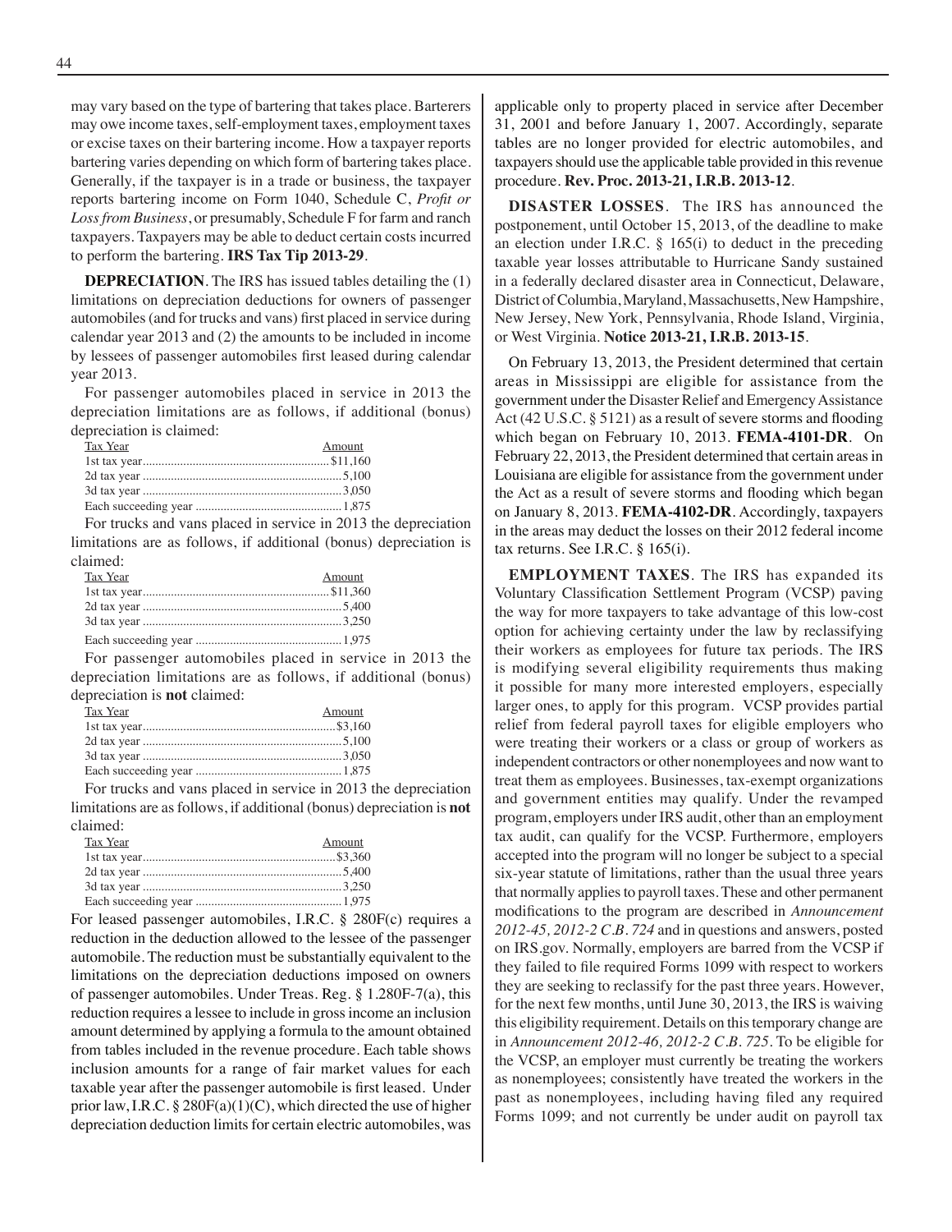may vary based on the type of bartering that takes place. Barterers may owe income taxes, self-employment taxes, employment taxes or excise taxes on their bartering income. How a taxpayer reports bartering varies depending on which form of bartering takes place. Generally, if the taxpayer is in a trade or business, the taxpayer reports bartering income on Form 1040, Schedule C, *Profit or Loss from Business*, or presumably, Schedule F for farm and ranch taxpayers. Taxpayers may be able to deduct certain costs incurred to perform the bartering. **IRS Tax Tip 2013-29**.

**DEPRECIATION**. The IRS has issued tables detailing the (1) limitations on depreciation deductions for owners of passenger automobiles (and for trucks and vans) first placed in service during calendar year 2013 and (2) the amounts to be included in income by lessees of passenger automobiles first leased during calendar year 2013.

For passenger automobiles placed in service in 2013 the depreciation limitations are as follows, if additional (bonus) depreciation is claimed:

| Tax Year | Amount |
|---|---|
| 1st tax year | $11,160 |
| 2d tax year | 5,100 |
| 3d tax year | 3,050 |
| Each succeeding year | 1,875 |

For trucks and vans placed in service in 2013 the depreciation limitations are as follows, if additional (bonus) depreciation is claimed:

| Tax Year | Amount |
|---|---|
| 1st tax year | $11,360 |
| 2d tax year | 5,400 |
| 3d tax year | 3,250 |
| Each succeeding year | 1,975 |

For passenger automobiles placed in service in 2013 the depreciation limitations are as follows, if additional (bonus) depreciation is **not** claimed:

| Tax Year | Amount |
|---|---|
| 1st tax year | $3,160 |
| 2d tax year | 5,100 |
| 3d tax year | 3,050 |
| Each succeeding year | 1,875 |

For trucks and vans placed in service in 2013 the depreciation limitations are as follows, if additional (bonus) depreciation is **not** claimed:

| Tax Year | Amount |
|---|---|
| 1st tax year | $3,360 |
| 2d tax year | 5,400 |
| 3d tax year | 3,250 |
| Each succeeding year | 1,975 |

For leased passenger automobiles, I.R.C. § 280F(c) requires a reduction in the deduction allowed to the lessee of the passenger automobile. The reduction must be substantially equivalent to the limitations on the depreciation deductions imposed on owners of passenger automobiles. Under Treas. Reg. § 1.280F-7(a), this reduction requires a lessee to include in gross income an inclusion amount determined by applying a formula to the amount obtained from tables included in the revenue procedure. Each table shows inclusion amounts for a range of fair market values for each taxable year after the passenger automobile is first leased. Under prior law, I.R.C. § 280F(a)(1)(C), which directed the use of higher depreciation deduction limits for certain electric automobiles, was applicable only to property placed in service after December 31, 2001 and before January 1, 2007. Accordingly, separate tables are no longer provided for electric automobiles, and taxpayers should use the applicable table provided in this revenue procedure. **Rev. Proc. 2013-21, I.R.B. 2013-12**.

**DISASTER LOSSES**. The IRS has announced the postponement, until October 15, 2013, of the deadline to make an election under I.R.C. § 165(i) to deduct in the preceding taxable year losses attributable to Hurricane Sandy sustained in a federally declared disaster area in Connecticut, Delaware, District of Columbia, Maryland, Massachusetts, New Hampshire, New Jersey, New York, Pennsylvania, Rhode Island, Virginia, or West Virginia. **Notice 2013-21, I.R.B. 2013-15**.

On February 13, 2013, the President determined that certain areas in Mississippi are eligible for assistance from the government under the Disaster Relief and Emergency Assistance Act (42 U.S.C. § 5121) as a result of severe storms and flooding which began on February 10, 2013. **FEMA-4101-DR**. On February 22, 2013, the President determined that certain areas in Louisiana are eligible for assistance from the government under the Act as a result of severe storms and flooding which began on January 8, 2013. **FEMA-4102-DR**. Accordingly, taxpayers in the areas may deduct the losses on their 2012 federal income tax returns. See I.R.C. § 165(i).

**EMPLOYMENT TAXES**. The IRS has expanded its Voluntary Classification Settlement Program (VCSP) paving the way for more taxpayers to take advantage of this low-cost option for achieving certainty under the law by reclassifying their workers as employees for future tax periods. The IRS is modifying several eligibility requirements thus making it possible for many more interested employers, especially larger ones, to apply for this program. VCSP provides partial relief from federal payroll taxes for eligible employers who were treating their workers or a class or group of workers as independent contractors or other nonemployees and now want to treat them as employees. Businesses, tax-exempt organizations and government entities may qualify. Under the revamped program, employers under IRS audit, other than an employment tax audit, can qualify for the VCSP. Furthermore, employers accepted into the program will no longer be subject to a special six-year statute of limitations, rather than the usual three years that normally applies to payroll taxes. These and other permanent modifications to the program are described in *Announcement 2012-45, 2012-2 C.B. 724* and in questions and answers, posted on IRS.gov. Normally, employers are barred from the VCSP if they failed to file required Forms 1099 with respect to workers they are seeking to reclassify for the past three years. However, for the next few months, until June 30, 2013, the IRS is waiving this eligibility requirement. Details on this temporary change are in *Announcement 2012-46, 2012-2 C.B. 725*. To be eligible for the VCSP, an employer must currently be treating the workers as nonemployees; consistently have treated the workers in the past as nonemployees, including having filed any required Forms 1099; and not currently be under audit on payroll tax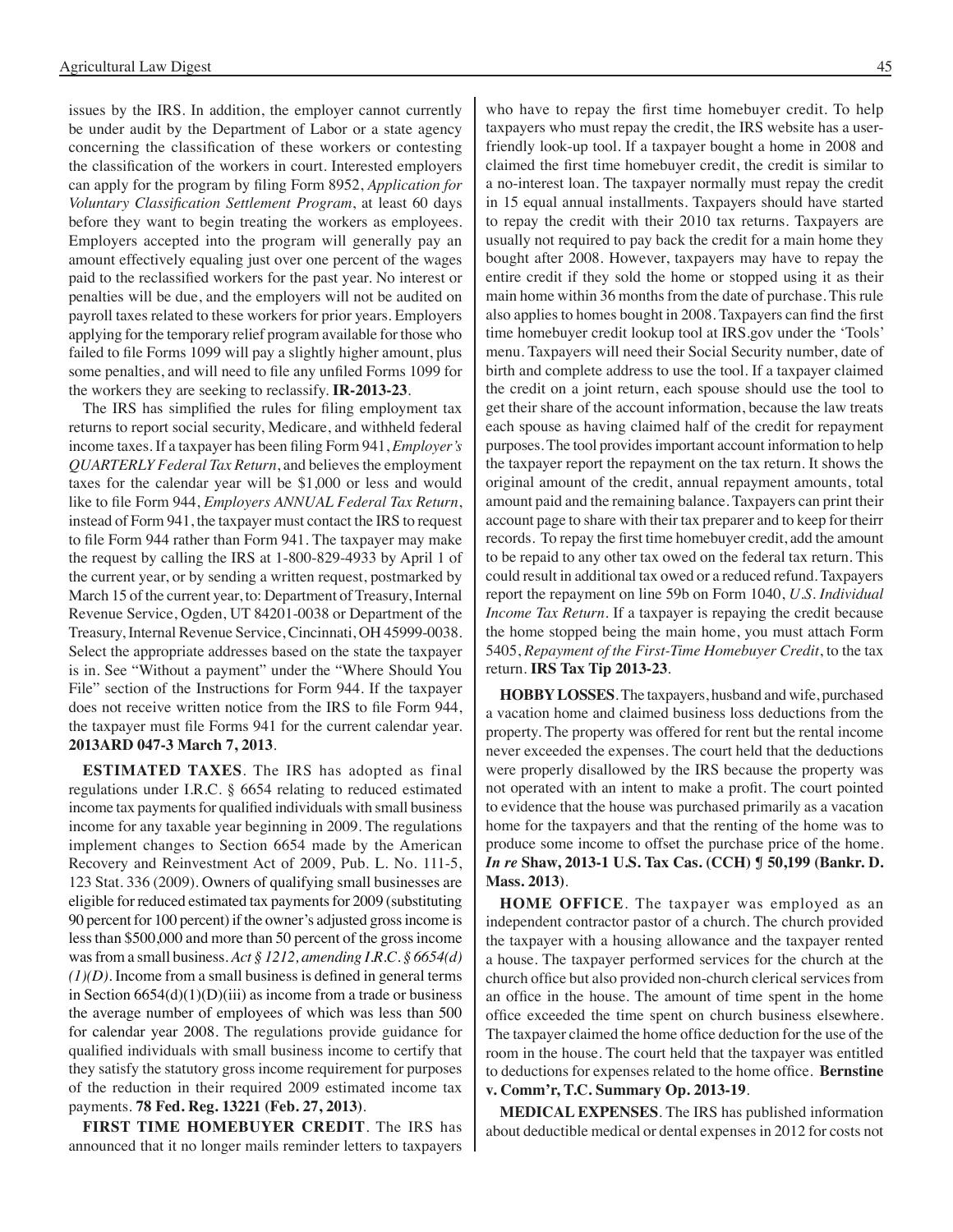issues by the IRS. In addition, the employer cannot currently be under audit by the Department of Labor or a state agency concerning the classification of these workers or contesting the classification of the workers in court. Interested employers can apply for the program by filing Form 8952, *Application for Voluntary Classification Settlement Program*, at least 60 days before they want to begin treating the workers as employees. Employers accepted into the program will generally pay an amount effectively equaling just over one percent of the wages paid to the reclassified workers for the past year. No interest or penalties will be due, and the employers will not be audited on payroll taxes related to these workers for prior years. Employers applying for the temporary relief program available for those who failed to file Forms 1099 will pay a slightly higher amount, plus some penalties, and will need to file any unfiled Forms 1099 for the workers they are seeking to reclassify. **IR-2013-23**.

The IRS has simplified the rules for filing employment tax returns to report social security, Medicare, and withheld federal income taxes. If a taxpayer has been filing Form 941, *Employer's QUARTERLY Federal Tax Return*, and believes the employment taxes for the calendar year will be $1,000 or less and would like to file Form 944, *Employers ANNUAL Federal Tax Return*, instead of Form 941, the taxpayer must contact the IRS to request to file Form 944 rather than Form 941. The taxpayer may make the request by calling the IRS at 1-800-829-4933 by April 1 of the current year, or by sending a written request, postmarked by March 15 of the current year, to: Department of Treasury, Internal Revenue Service, Ogden, UT 84201-0038 or Department of the Treasury, Internal Revenue Service, Cincinnati, OH 45999-0038. Select the appropriate addresses based on the state the taxpayer is in. See "Without a payment" under the "Where Should You File" section of the Instructions for Form 944. If the taxpayer does not receive written notice from the IRS to file Form 944, the taxpayer must file Forms 941 for the current calendar year. **2013ARD 047-3 March 7, 2013**.

**ESTIMATED TAXES**. The IRS has adopted as final regulations under I.R.C. § 6654 relating to reduced estimated income tax payments for qualified individuals with small business income for any taxable year beginning in 2009. The regulations implement changes to Section 6654 made by the American Recovery and Reinvestment Act of 2009, Pub. L. No. 111-5, 123 Stat. 336 (2009). Owners of qualifying small businesses are eligible for reduced estimated tax payments for 2009 (substituting 90 percent for 100 percent) if the owner's adjusted gross income is less than $500,000 and more than 50 percent of the gross income was from a small business. *Act § 1212, amending I.R.C. § 6654(d)(1)(D)*. Income from a small business is defined in general terms in Section 6654(d)(1)(D)(iii) as income from a trade or business the average number of employees of which was less than 500 for calendar year 2008. The regulations provide guidance for qualified individuals with small business income to certify that they satisfy the statutory gross income requirement for purposes of the reduction in their required 2009 estimated income tax payments. **78 Fed. Reg. 13221 (Feb. 27, 2013)**.

**FIRST TIME HOMEBUYER CREDIT**. The IRS has announced that it no longer mails reminder letters to taxpayers who have to repay the first time homebuyer credit. To help taxpayers who must repay the credit, the IRS website has a user-friendly look-up tool. If a taxpayer bought a home in 2008 and claimed the first time homebuyer credit, the credit is similar to a no-interest loan. The taxpayer normally must repay the credit in 15 equal annual installments. Taxpayers should have started to repay the credit with their 2010 tax returns. Taxpayers are usually not required to pay back the credit for a main home they bought after 2008. However, taxpayers may have to repay the entire credit if they sold the home or stopped using it as their main home within 36 months from the date of purchase. This rule also applies to homes bought in 2008. Taxpayers can find the first time homebuyer credit lookup tool at IRS.gov under the 'Tools' menu. Taxpayers will need their Social Security number, date of birth and complete address to use the tool. If a taxpayer claimed the credit on a joint return, each spouse should use the tool to get their share of the account information, because the law treats each spouse as having claimed half of the credit for repayment purposes. The tool provides important account information to help the taxpayer report the repayment on the tax return. It shows the original amount of the credit, annual repayment amounts, total amount paid and the remaining balance. Taxpayers can print their account page to share with their tax preparer and to keep for theirr records. To repay the first time homebuyer credit, add the amount to be repaid to any other tax owed on the federal tax return. This could result in additional tax owed or a reduced refund. Taxpayers report the repayment on line 59b on Form 1040, *U.S. Individual Income Tax Return*. If a taxpayer is repaying the credit because the home stopped being the main home, you must attach Form 5405, *Repayment of the First-Time Homebuyer Credit*, to the tax return. **IRS Tax Tip 2013-23**.

**HOBBY LOSSES**. The taxpayers, husband and wife, purchased a vacation home and claimed business loss deductions from the property. The property was offered for rent but the rental income never exceeded the expenses. The court held that the deductions were properly disallowed by the IRS because the property was not operated with an intent to make a profit. The court pointed to evidence that the house was purchased primarily as a vacation home for the taxpayers and that the renting of the home was to produce some income to offset the purchase price of the home. ***In re* Shaw, 2013-1 U.S. Tax Cas. (CCH) ¶ 50,199 (Bankr. D. Mass. 2013)**.

**HOME OFFICE**. The taxpayer was employed as an independent contractor pastor of a church. The church provided the taxpayer with a housing allowance and the taxpayer rented a house. The taxpayer performed services for the church at the church office but also provided non-church clerical services from an office in the house. The amount of time spent in the home office exceeded the time spent on church business elsewhere. The taxpayer claimed the home office deduction for the use of the room in the house. The court held that the taxpayer was entitled to deductions for expenses related to the home office. **Bernstine v. Comm'r, T.C. Summary Op. 2013-19**.

**MEDICAL EXPENSES**. The IRS has published information about deductible medical or dental expenses in 2012 for costs not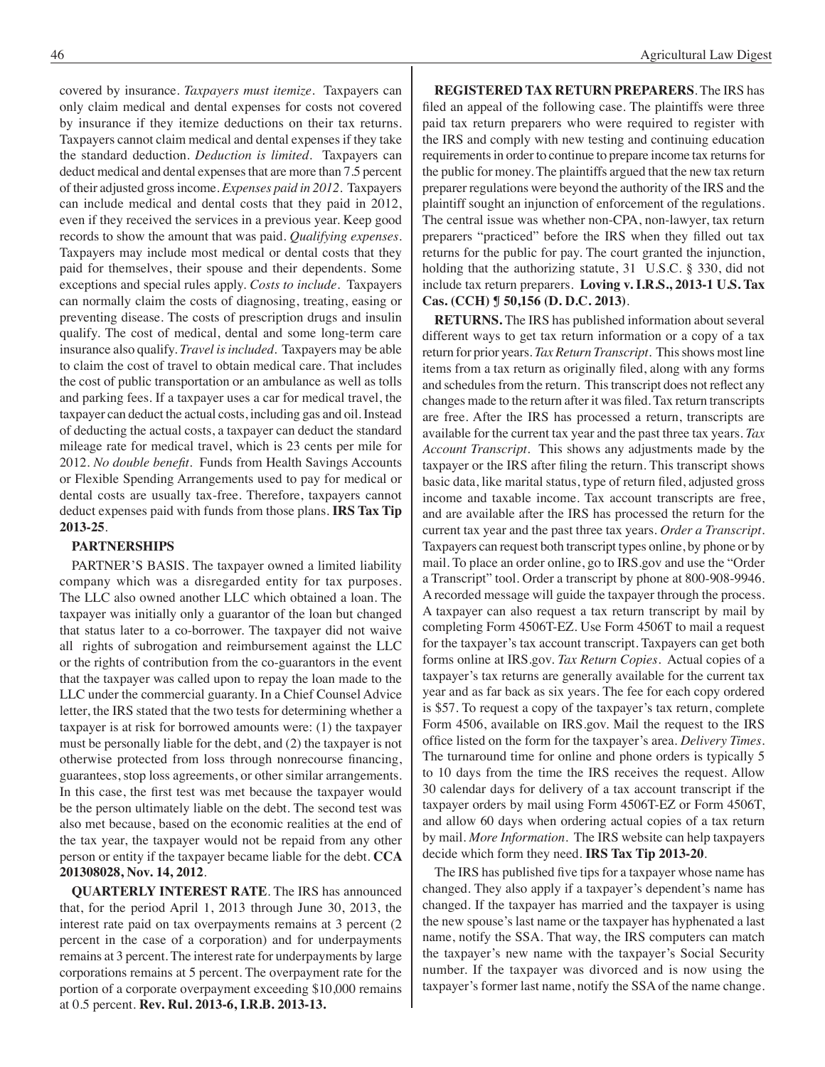covered by insurance. *Taxpayers must itemize*. Taxpayers can only claim medical and dental expenses for costs not covered by insurance if they itemize deductions on their tax returns. Taxpayers cannot claim medical and dental expenses if they take the standard deduction. *Deduction is limited*. Taxpayers can deduct medical and dental expenses that are more than 7.5 percent of their adjusted gross income. *Expenses paid in 2012*. Taxpayers can include medical and dental costs that they paid in 2012, even if they received the services in a previous year. Keep good records to show the amount that was paid. *Qualifying expenses*. Taxpayers may include most medical or dental costs that they paid for themselves, their spouse and their dependents. Some exceptions and special rules apply. *Costs to include*. Taxpayers can normally claim the costs of diagnosing, treating, easing or preventing disease. The costs of prescription drugs and insulin qualify. The cost of medical, dental and some long-term care insurance also qualify. *Travel is included*. Taxpayers may be able to claim the cost of travel to obtain medical care. That includes the cost of public transportation or an ambulance as well as tolls and parking fees. If a taxpayer uses a car for medical travel, the taxpayer can deduct the actual costs, including gas and oil. Instead of deducting the actual costs, a taxpayer can deduct the standard mileage rate for medical travel, which is 23 cents per mile for 2012. *No double benefit*. Funds from Health Savings Accounts or Flexible Spending Arrangements used to pay for medical or dental costs are usually tax-free. Therefore, taxpayers cannot deduct expenses paid with funds from those plans. **IRS Tax Tip 2013-25**.

## PARTNERSHIPS

PARTNER'S BASIS. The taxpayer owned a limited liability company which was a disregarded entity for tax purposes. The LLC also owned another LLC which obtained a loan. The taxpayer was initially only a guarantor of the loan but changed that status later to a co-borrower. The taxpayer did not waive all rights of subrogation and reimbursement against the LLC or the rights of contribution from the co-guarantors in the event that the taxpayer was called upon to repay the loan made to the LLC under the commercial guaranty. In a Chief Counsel Advice letter, the IRS stated that the two tests for determining whether a taxpayer is at risk for borrowed amounts were: (1) the taxpayer must be personally liable for the debt, and (2) the taxpayer is not otherwise protected from loss through nonrecourse financing, guarantees, stop loss agreements, or other similar arrangements. In this case, the first test was met because the taxpayer would be the person ultimately liable on the debt. The second test was also met because, based on the economic realities at the end of the tax year, the taxpayer would not be repaid from any other person or entity if the taxpayer became liable for the debt. **CCA 201308028, Nov. 14, 2012**.

**QUARTERLY INTEREST RATE**. The IRS has announced that, for the period April 1, 2013 through June 30, 2013, the interest rate paid on tax overpayments remains at 3 percent (2 percent in the case of a corporation) and for underpayments remains at 3 percent. The interest rate for underpayments by large corporations remains at 5 percent. The overpayment rate for the portion of a corporate overpayment exceeding $10,000 remains at 0.5 percent. **Rev. Rul. 2013-6, I.R.B. 2013-13.**

**REGISTERED TAX RETURN PREPARERS**. The IRS has filed an appeal of the following case. The plaintiffs were three paid tax return preparers who were required to register with the IRS and comply with new testing and continuing education requirements in order to continue to prepare income tax returns for the public for money. The plaintiffs argued that the new tax return preparer regulations were beyond the authority of the IRS and the plaintiff sought an injunction of enforcement of the regulations. The central issue was whether non-CPA, non-lawyer, tax return preparers "practiced" before the IRS when they filled out tax returns for the public for pay. The court granted the injunction, holding that the authorizing statute, 31 U.S.C. § 330, did not include tax return preparers. **Loving v. I.R.S., 2013-1 U.S. Tax Cas. (CCH) ¶ 50,156 (D. D.C. 2013)**.

**RETURNS.** The IRS has published information about several different ways to get tax return information or a copy of a tax return for prior years. *Tax Return Transcript*. This shows most line items from a tax return as originally filed, along with any forms and schedules from the return. This transcript does not reflect any changes made to the return after it was filed. Tax return transcripts are free. After the IRS has processed a return, transcripts are available for the current tax year and the past three tax years. *Tax Account Transcript*. This shows any adjustments made by the taxpayer or the IRS after filing the return. This transcript shows basic data, like marital status, type of return filed, adjusted gross income and taxable income. Tax account transcripts are free, and are available after the IRS has processed the return for the current tax year and the past three tax years. *Order a Transcript*. Taxpayers can request both transcript types online, by phone or by mail. To place an order online, go to IRS.gov and use the "Order a Transcript" tool. Order a transcript by phone at 800-908-9946. A recorded message will guide the taxpayer through the process. A taxpayer can also request a tax return transcript by mail by completing Form 4506T-EZ. Use Form 4506T to mail a request for the taxpayer's tax account transcript. Taxpayers can get both forms online at IRS.gov. *Tax Return Copies*. Actual copies of a taxpayer's tax returns are generally available for the current tax year and as far back as six years. The fee for each copy ordered is $57. To request a copy of the taxpayer's tax return, complete Form 4506, available on IRS.gov. Mail the request to the IRS office listed on the form for the taxpayer's area. *Delivery Times*. The turnaround time for online and phone orders is typically 5 to 10 days from the time the IRS receives the request. Allow 30 calendar days for delivery of a tax account transcript if the taxpayer orders by mail using Form 4506T-EZ or Form 4506T, and allow 60 days when ordering actual copies of a tax return by mail. *More Information*. The IRS website can help taxpayers decide which form they need. **IRS Tax Tip 2013-20**.

The IRS has published five tips for a taxpayer whose name has changed. They also apply if a taxpayer's dependent's name has changed. If the taxpayer has married and the taxpayer is using the new spouse's last name or the taxpayer has hyphenated a last name, notify the SSA. That way, the IRS computers can match the taxpayer's new name with the taxpayer's Social Security number. If the taxpayer was divorced and is now using the taxpayer's former last name, notify the SSA of the name change.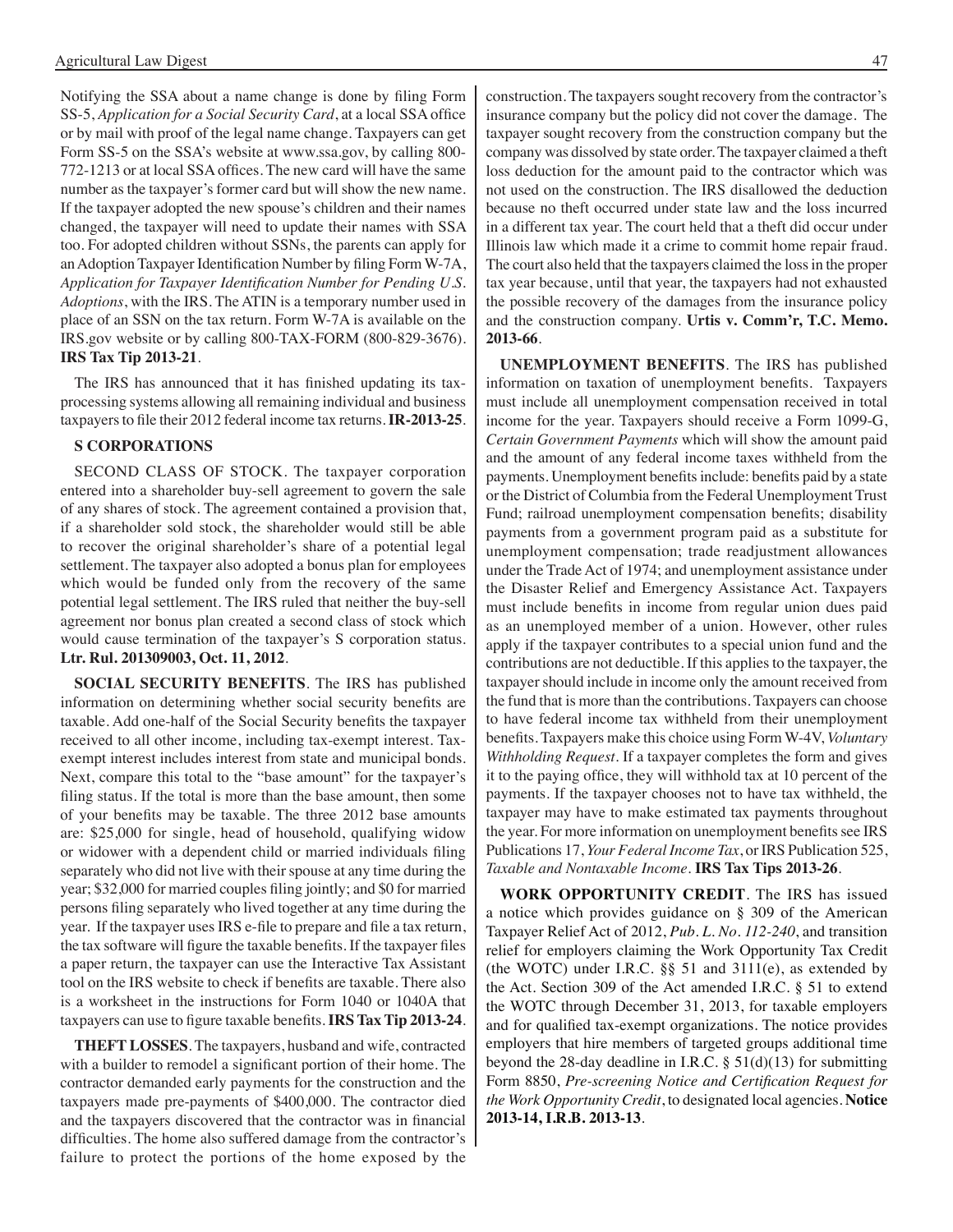Notifying the SSA about a name change is done by filing Form SS-5, *Application for a Social Security Card*, at a local SSA office or by mail with proof of the legal name change. Taxpayers can get Form SS-5 on the SSA's website at www.ssa.gov, by calling 800-772-1213 or at local SSA offices. The new card will have the same number as the taxpayer's former card but will show the new name. If the taxpayer adopted the new spouse's children and their names changed, the taxpayer will need to update their names with SSA too. For adopted children without SSNs, the parents can apply for an Adoption Taxpayer Identification Number by filing Form W-7A, *Application for Taxpayer Identification Number for Pending U.S. Adoptions*, with the IRS. The ATIN is a temporary number used in place of an SSN on the tax return. Form W-7A is available on the IRS.gov website or by calling 800-TAX-FORM (800-829-3676). **IRS Tax Tip 2013-21**.

The IRS has announced that it has finished updating its tax-processing systems allowing all remaining individual and business taxpayers to file their 2012 federal income tax returns. **IR-2013-25**.

### S CORPORATIONS

SECOND CLASS OF STOCK. The taxpayer corporation entered into a shareholder buy-sell agreement to govern the sale of any shares of stock. The agreement contained a provision that, if a shareholder sold stock, the shareholder would still be able to recover the original shareholder's share of a potential legal settlement. The taxpayer also adopted a bonus plan for employees which would be funded only from the recovery of the same potential legal settlement. The IRS ruled that neither the buy-sell agreement nor bonus plan created a second class of stock which would cause termination of the taxpayer's S corporation status. **Ltr. Rul. 201309003, Oct. 11, 2012**.

**SOCIAL SECURITY BENEFITS**. The IRS has published information on determining whether social security benefits are taxable. Add one-half of the Social Security benefits the taxpayer received to all other income, including tax-exempt interest. Tax-exempt interest includes interest from state and municipal bonds. Next, compare this total to the "base amount" for the taxpayer's filing status. If the total is more than the base amount, then some of your benefits may be taxable. The three 2012 base amounts are: $25,000 for single, head of household, qualifying widow or widower with a dependent child or married individuals filing separately who did not live with their spouse at any time during the year; $32,000 for married couples filing jointly; and $0 for married persons filing separately who lived together at any time during the year. If the taxpayer uses IRS e-file to prepare and file a tax return, the tax software will figure the taxable benefits. If the taxpayer files a paper return, the taxpayer can use the Interactive Tax Assistant tool on the IRS website to check if benefits are taxable. There also is a worksheet in the instructions for Form 1040 or 1040A that taxpayers can use to figure taxable benefits. **IRS Tax Tip 2013-24**.

**THEFT LOSSES**. The taxpayers, husband and wife, contracted with a builder to remodel a significant portion of their home. The contractor demanded early payments for the construction and the taxpayers made pre-payments of $400,000. The contractor died and the taxpayers discovered that the contractor was in financial difficulties. The home also suffered damage from the contractor's failure to protect the portions of the home exposed by the construction. The taxpayers sought recovery from the contractor's insurance company but the policy did not cover the damage. The taxpayer sought recovery from the construction company but the company was dissolved by state order. The taxpayer claimed a theft loss deduction for the amount paid to the contractor which was not used on the construction. The IRS disallowed the deduction because no theft occurred under state law and the loss incurred in a different tax year. The court held that a theft did occur under Illinois law which made it a crime to commit home repair fraud. The court also held that the taxpayers claimed the loss in the proper tax year because, until that year, the taxpayers had not exhausted the possible recovery of the damages from the insurance policy and the construction company. **Urtis v. Comm'r, T.C. Memo. 2013-66**.

**UNEMPLOYMENT BENEFITS**. The IRS has published information on taxation of unemployment benefits. Taxpayers must include all unemployment compensation received in total income for the year. Taxpayers should receive a Form 1099-G, *Certain Government Payments* which will show the amount paid and the amount of any federal income taxes withheld from the payments. Unemployment benefits include: benefits paid by a state or the District of Columbia from the Federal Unemployment Trust Fund; railroad unemployment compensation benefits; disability payments from a government program paid as a substitute for unemployment compensation; trade readjustment allowances under the Trade Act of 1974; and unemployment assistance under the Disaster Relief and Emergency Assistance Act. Taxpayers must include benefits in income from regular union dues paid as an unemployed member of a union. However, other rules apply if the taxpayer contributes to a special union fund and the contributions are not deductible. If this applies to the taxpayer, the taxpayer should include in income only the amount received from the fund that is more than the contributions. Taxpayers can choose to have federal income tax withheld from their unemployment benefits. Taxpayers make this choice using Form W-4V, *Voluntary Withholding Request*. If a taxpayer completes the form and gives it to the paying office, they will withhold tax at 10 percent of the payments. If the taxpayer chooses not to have tax withheld, the taxpayer may have to make estimated tax payments throughout the year. For more information on unemployment benefits see IRS Publications 17, *Your Federal Income Tax*, or IRS Publication 525, *Taxable and Nontaxable Income*. **IRS Tax Tips 2013-26**.

**WORK OPPORTUNITY CREDIT**. The IRS has issued a notice which provides guidance on § 309 of the American Taxpayer Relief Act of 2012, *Pub. L. No. 112-240*, and transition relief for employers claiming the Work Opportunity Tax Credit (the WOTC) under I.R.C. §§ 51 and 3111(e), as extended by the Act. Section 309 of the Act amended I.R.C. § 51 to extend the WOTC through December 31, 2013, for taxable employers and for qualified tax-exempt organizations. The notice provides employers that hire members of targeted groups additional time beyond the 28-day deadline in I.R.C. § 51(d)(13) for submitting Form 8850, *Pre-screening Notice and Certification Request for the Work Opportunity Credit*, to designated local agencies. **Notice 2013-14, I.R.B. 2013-13**.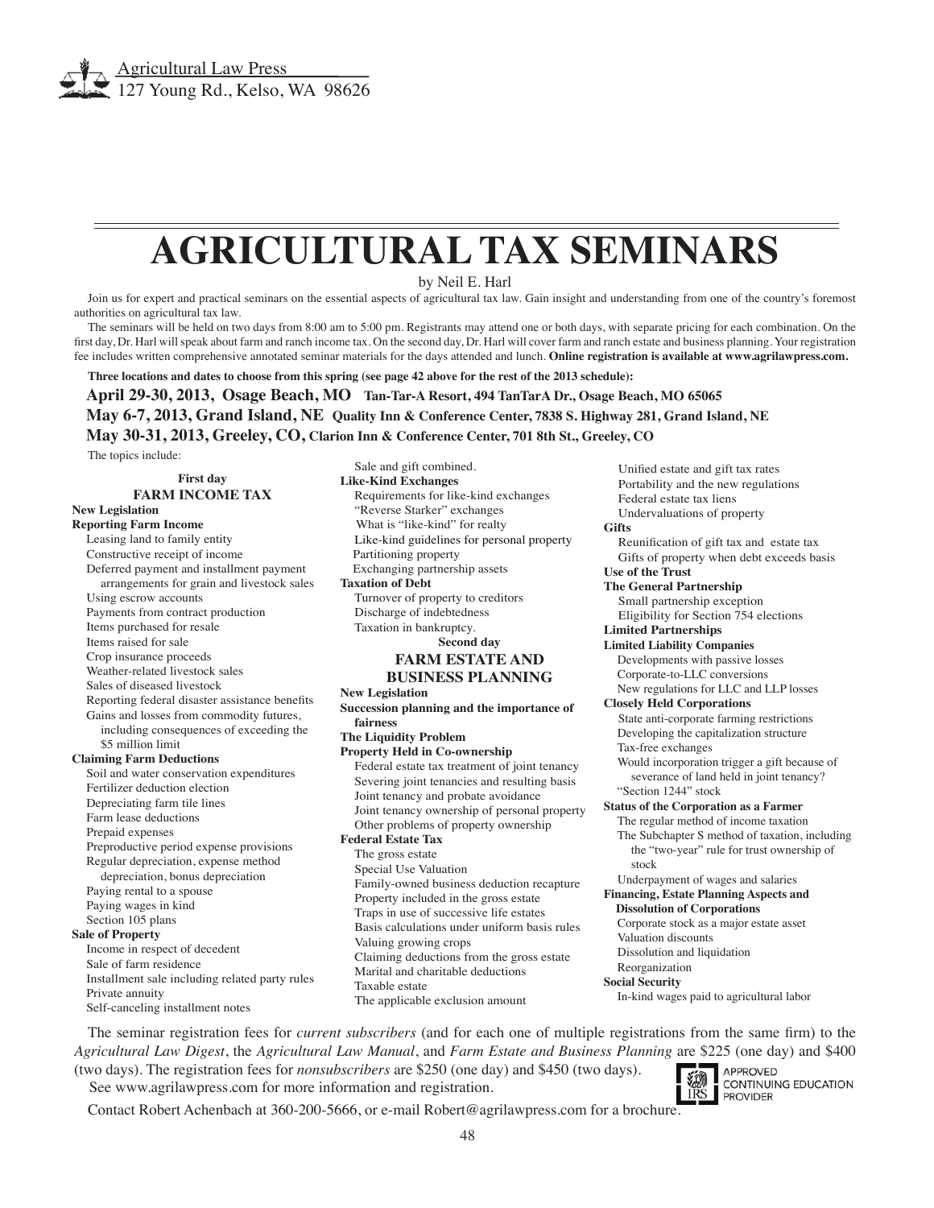Agricultural Law Press
127 Young Rd., Kelso, WA 98626

# AGRICULTURAL TAX SEMINARS

by Neil E. Harl

Join us for expert and practical seminars on the essential aspects of agricultural tax law. Gain insight and understanding from one of the country's foremost authorities on agricultural tax law.

The seminars will be held on two days from 8:00 am to 5:00 pm. Registrants may attend one or both days, with separate pricing for each combination. On the first day, Dr. Harl will speak about farm and ranch income tax. On the second day, Dr. Harl will cover farm and ranch estate and business planning. Your registration fee includes written comprehensive annotated seminar materials for the days attended and lunch. **Online registration is available at www.agrilawpress.com.**

**Three locations and dates to choose from this spring (see page 42 above for the rest of the 2013 schedule):**

**April 29-30, 2013, Osage Beach, MO** **Tan-Tar-A Resort, 494 TanTarA Dr., Osage Beach, MO 65065**

**May 6-7, 2013, Grand Island, NE** **Quality Inn & Conference Center, 7838 S. Highway 281, Grand Island, NE**

**May 30-31, 2013, Greeley, CO,** **Clarion Inn & Conference Center, 701 8th St., Greeley, CO**

The topics include:

## First day
## FARM INCOME TAX

**New Legislation**

**Reporting Farm Income**
- Leasing land to family entity
- Constructive receipt of income
- Deferred payment and installment payment arrangements for grain and livestock sales
- Using escrow accounts
- Payments from contract production
- Items purchased for resale
- Items raised for sale
- Crop insurance proceeds
- Weather-related livestock sales
- Sales of diseased livestock
- Reporting federal disaster assistance benefits
- Gains and losses from commodity futures, including consequences of exceeding the $5 million limit

**Claiming Farm Deductions**
- Soil and water conservation expenditures
- Fertilizer deduction election
- Depreciating farm tile lines
- Farm lease deductions
- Prepaid expenses
- Preproductive period expense provisions
- Regular depreciation, expense method depreciation, bonus depreciation
- Paying rental to a spouse
- Paying wages in kind
- Section 105 plans

**Sale of Property**
- Income in respect of decedent
- Sale of farm residence
- Installment sale including related party rules
- Private annuity
- Self-canceling installment notes
- Sale and gift combined.

**Like-Kind Exchanges**
- Requirements for like-kind exchanges
- "Reverse Starker" exchanges
- What is "like-kind" for realty
- Like-kind guidelines for personal property
- Partitioning property
- Exchanging partnership assets

**Taxation of Debt**
- Turnover of property to creditors
- Discharge of indebtedness
- Taxation in bankruptcy.

## Second day
## FARM ESTATE AND BUSINESS PLANNING

**New Legislation**

**Succession planning and the importance of fairness**

**The Liquidity Problem**

**Property Held in Co-ownership**
- Federal estate tax treatment of joint tenancy
- Severing joint tenancies and resulting basis
- Joint tenancy and probate avoidance
- Joint tenancy ownership of personal property
- Other problems of property ownership

**Federal Estate Tax**
- The gross estate
- Special Use Valuation
- Family-owned business deduction recapture
- Property included in the gross estate
- Traps in use of successive life estates
- Basis calculations under uniform basis rules
- Valuing growing crops
- Claiming deductions from the gross estate
- Marital and charitable deductions
- Taxable estate
- The applicable exclusion amount
- Unified estate and gift tax rates
- Portability and the new regulations
- Federal estate tax liens
- Undervaluations of property

**Gifts**
- Reunification of gift tax and estate tax
- Gifts of property when debt exceeds basis

**Use of the Trust**

**The General Partnership**
- Small partnership exception
- Eligibility for Section 754 elections

**Limited Partnerships**

**Limited Liability Companies**
- Developments with passive losses
- Corporate-to-LLC conversions
- New regulations for LLC and LLP losses

**Closely Held Corporations**
- State anti-corporate farming restrictions
- Developing the capitalization structure
- Tax-free exchanges
- Would incorporation trigger a gift because of severance of land held in joint tenancy?
- "Section 1244" stock

**Status of the Corporation as a Farmer**
- The regular method of income taxation
- The Subchapter S method of taxation, including the "two-year" rule for trust ownership of stock
- Underpayment of wages and salaries

**Financing, Estate Planning Aspects and Dissolution of Corporations**
- Corporate stock as a major estate asset
- Valuation discounts
- Dissolution and liquidation
- Reorganization

**Social Security**
- In-kind wages paid to agricultural labor

The seminar registration fees for *current subscribers* (and for each one of multiple registrations from the same firm) to the *Agricultural Law Digest*, the *Agricultural Law Manual*, and *Farm Estate and Business Planning* are $225 (one day) and $400 (two days). The registration fees for *nonsubscribers* are $250 (one day) and $450 (two days).

See www.agrilawpress.com for more information and registration.

IRS APPROVED CONTINUING EDUCATION PROVIDER

Contact Robert Achenbach at 360-200-5666, or e-mail Robert@agrilawpress.com for a brochure.